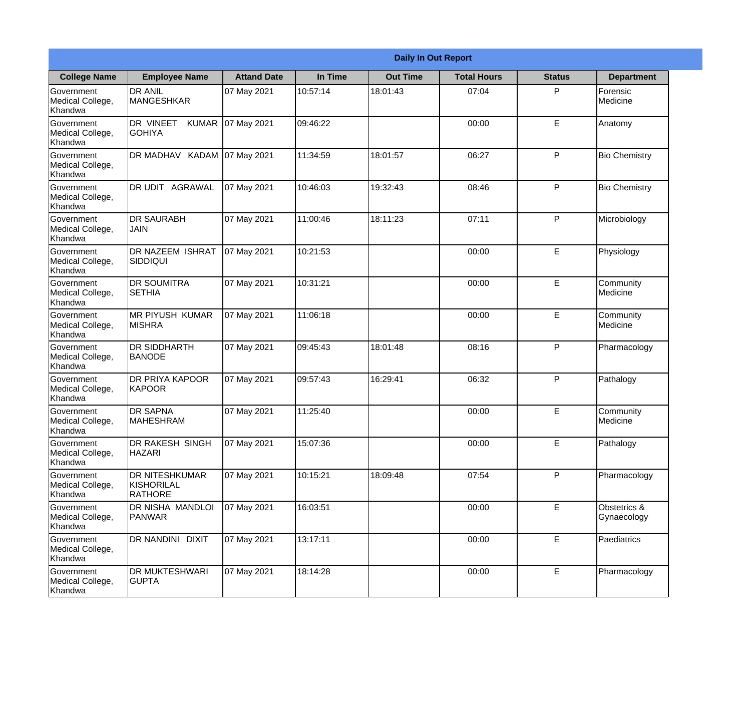**Daily In Out Report**

| College Name | Employee Name | Attand Date | In Time | Out Time | Total Hours | Status | Department |
|---|---|---|---|---|---|---|---|
| Government Medical College, Khandwa | DR ANIL MANGESHKAR | 07 May 2021 | 10:57:14 | 18:01:43 | 07:04 | P | Forensic Medicine |
| Government Medical College, Khandwa | DR VINEET KUMAR GOHIYA | 07 May 2021 | 09:46:22 | | 00:00 | E | Anatomy |
| Government Medical College, Khandwa | DR MADHAV KADAM | 07 May 2021 | 11:34:59 | 18:01:57 | 06:27 | P | Bio Chemistry |
| Government Medical College, Khandwa | DR UDIT AGRAWAL | 07 May 2021 | 10:46:03 | 19:32:43 | 08:46 | P | Bio Chemistry |
| Government Medical College, Khandwa | DR SAURABH JAIN | 07 May 2021 | 11:00:46 | 18:11:23 | 07:11 | P | Microbiology |
| Government Medical College, Khandwa | DR NAZEEM ISHRAT SIDDIQUI | 07 May 2021 | 10:21:53 | | 00:00 | E | Physiology |
| Government Medical College, Khandwa | DR SOUMITRA SETHIA | 07 May 2021 | 10:31:21 | | 00:00 | E | Community Medicine |
| Government Medical College, Khandwa | MR PIYUSH KUMAR MISHRA | 07 May 2021 | 11:06:18 | | 00:00 | E | Community Medicine |
| Government Medical College, Khandwa | DR SIDDHARTH BANODE | 07 May 2021 | 09:45:43 | 18:01:48 | 08:16 | P | Pharmacology |
| Government Medical College, Khandwa | DR PRIYA KAPOOR KAPOOR | 07 May 2021 | 09:57:43 | 16:29:41 | 06:32 | P | Pathalogy |
| Government Medical College, Khandwa | DR SAPNA MAHESHRAM | 07 May 2021 | 11:25:40 | | 00:00 | E | Community Medicine |
| Government Medical College, Khandwa | DR RAKESH SINGH HAZARI | 07 May 2021 | 15:07:36 | | 00:00 | E | Pathalogy |
| Government Medical College, Khandwa | DR NITESHKUMAR KISHORILAL RATHORE | 07 May 2021 | 10:15:21 | 18:09:48 | 07:54 | P | Pharmacology |
| Government Medical College, Khandwa | DR NISHA MANDLOI PANWAR | 07 May 2021 | 16:03:51 | | 00:00 | E | Obstetrics & Gynaecology |
| Government Medical College, Khandwa | DR NANDINI DIXIT | 07 May 2021 | 13:17:11 | | 00:00 | E | Paediatrics |
| Government Medical College, Khandwa | DR MUKTESHWARI GUPTA | 07 May 2021 | 18:14:28 | | 00:00 | E | Pharmacology |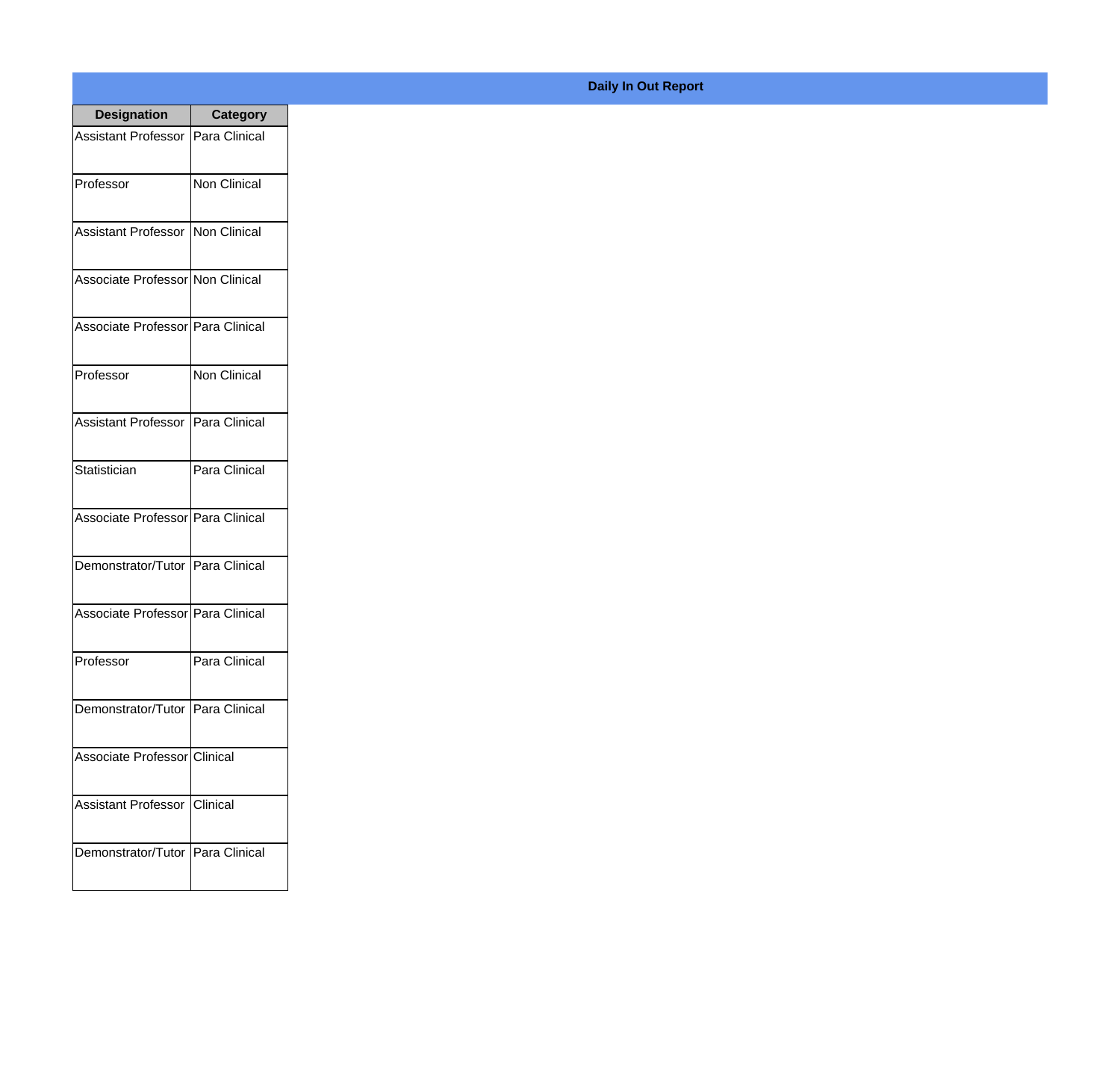**Daily In Out Report**

| Designation | Category |
| --- | --- |
| Assistant Professor | Para Clinical |
| Professor | Non Clinical |
| Assistant Professor | Non Clinical |
| Associate Professor | Non Clinical |
| Associate Professor | Para Clinical |
| Professor | Non Clinical |
| Assistant Professor | Para Clinical |
| Statistician | Para Clinical |
| Associate Professor | Para Clinical |
| Demonstrator/Tutor | Para Clinical |
| Associate Professor | Para Clinical |
| Professor | Para Clinical |
| Demonstrator/Tutor | Para Clinical |
| Associate Professor | Clinical |
| Assistant Professor | Clinical |
| Demonstrator/Tutor | Para Clinical |